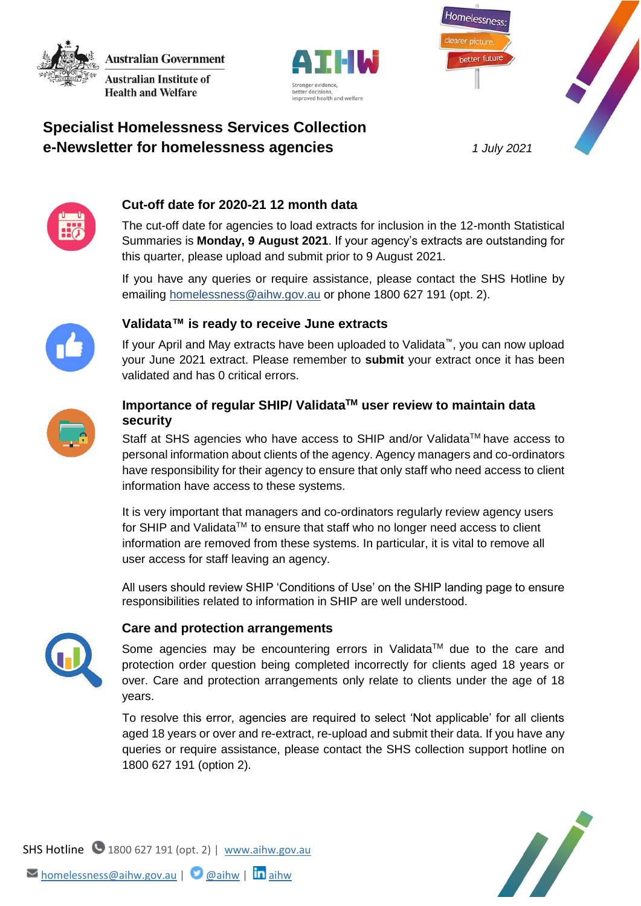Australian Government
Australian Institute of Health and Welfare

AIHW — Stronger evidence, better decisions, improved health and welfare

Homelessness: clearer picture, better future

# Specialist Homelessness Services Collection e-Newsletter for homelessness agencies

*1 July 2021*

## Cut-off date for 2020-21 12 month data

The cut-off date for agencies to load extracts for inclusion in the 12-month Statistical Summaries is **Monday, 9 August 2021**. If your agency's extracts are outstanding for this quarter, please upload and submit prior to 9 August 2021.

If you have any queries or require assistance, please contact the SHS Hotline by emailing homelessness@aihw.gov.au or phone 1800 627 191 (opt. 2).

## Validata™ is ready to receive June extracts

If your April and May extracts have been uploaded to Validata™, you can now upload your June 2021 extract. Please remember to **submit** your extract once it has been validated and has 0 critical errors.

## Importance of regular SHIP/ Validata™ user review to maintain data security

Staff at SHS agencies who have access to SHIP and/or Validata™ have access to personal information about clients of the agency. Agency managers and co-ordinators have responsibility for their agency to ensure that only staff who need access to client information have access to these systems.

It is very important that managers and co-ordinators regularly review agency users for SHIP and Validata™ to ensure that staff who no longer need access to client information are removed from these systems. In particular, it is vital to remove all user access for staff leaving an agency.

All users should review SHIP 'Conditions of Use' on the SHIP landing page to ensure responsibilities related to information in SHIP are well understood.

## Care and protection arrangements

Some agencies may be encountering errors in Validata™ due to the care and protection order question being completed incorrectly for clients aged 18 years or over. Care and protection arrangements only relate to clients under the age of 18 years.

To resolve this error, agencies are required to select 'Not applicable' for all clients aged 18 years or over and re-extract, re-upload and submit their data. If you have any queries or require assistance, please contact the SHS collection support hotline on 1800 627 191 (option 2).

SHS Hotline 1800 627 191 (opt. 2) | www.aihw.gov.au

homelessness@aihw.gov.au | @aihw | aihw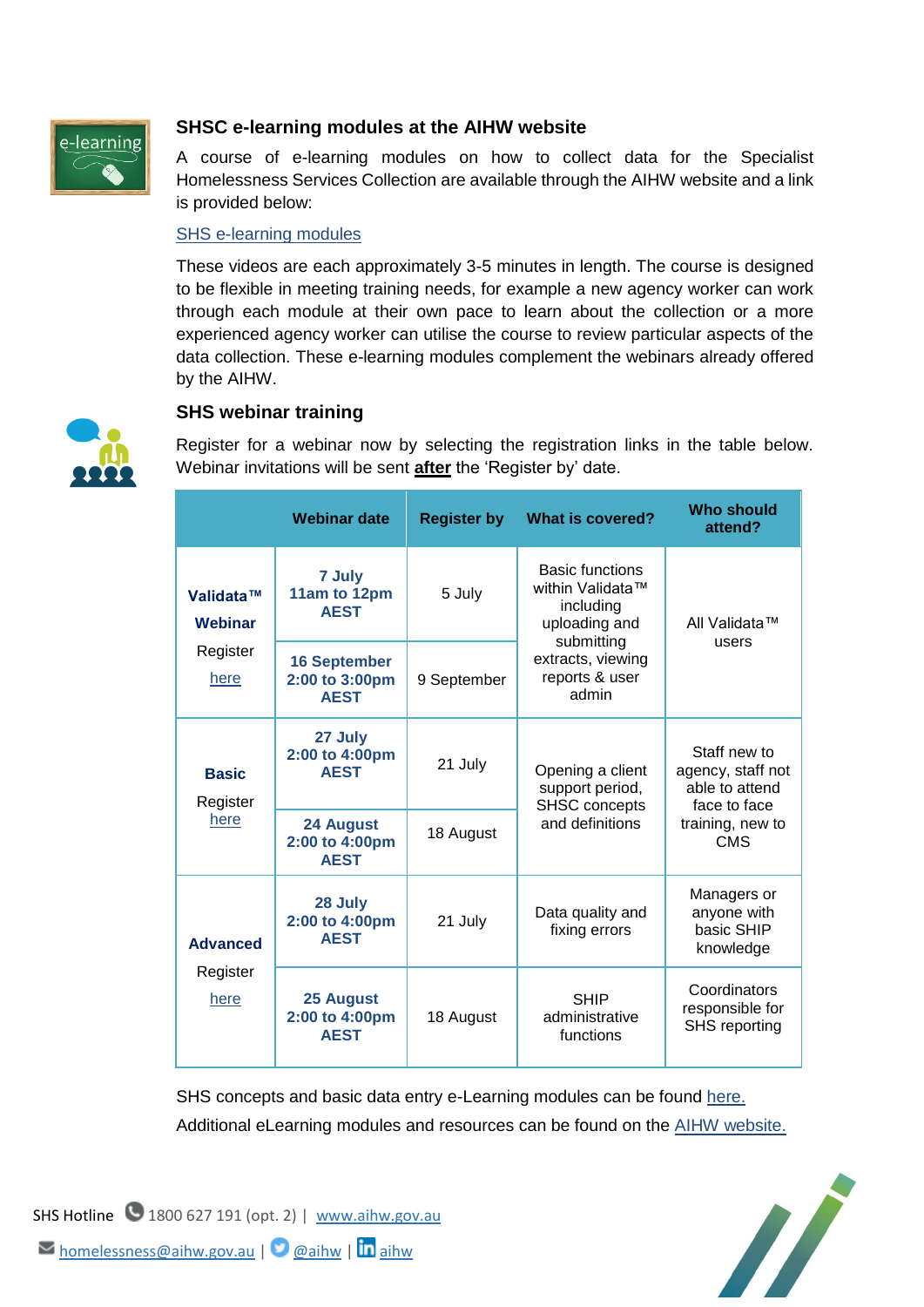## SHSC e-learning modules at the AIHW website

A course of e-learning modules on how to collect data for the Specialist Homelessness Services Collection are available through the AIHW website and a link is provided below:

SHS e-learning modules

These videos are each approximately 3-5 minutes in length. The course is designed to be flexible in meeting training needs, for example a new agency worker can work through each module at their own pace to learn about the collection or a more experienced agency worker can utilise the course to review particular aspects of the data collection. These e-learning modules complement the webinars already offered by the AIHW.

## SHS webinar training

Register for a webinar now by selecting the registration links in the table below. Webinar invitations will be sent **after** the 'Register by' date.

| | Webinar date | Register by | What is covered? | Who should attend? |
|---|---|---|---|---|
| **Validata™ Webinar** Register here | **7 July 11am to 12pm AEST** | 5 July | Basic functions within Validata™ including uploading and submitting extracts, viewing reports & user admin | All Validata™ users |
| | **16 September 2:00 to 3:00pm AEST** | 9 September | | |
| **Basic** Register here | **27 July 2:00 to 4:00pm AEST** | 21 July | Opening a client support period, SHSC concepts and definitions | Staff new to agency, staff not able to attend face to face training, new to CMS |
| | **24 August 2:00 to 4:00pm AEST** | 18 August | | |
| **Advanced** Register here | **28 July 2:00 to 4:00pm AEST** | 21 July | Data quality and fixing errors | Managers or anyone with basic SHIP knowledge |
| | **25 August 2:00 to 4:00pm AEST** | 18 August | SHIP administrative functions | Coordinators responsible for SHS reporting |

SHS concepts and basic data entry e-Learning modules can be found here.

Additional eLearning modules and resources can be found on the AIHW website.

SHS Hotline 1800 627 191 (opt. 2) | www.aihw.gov.au

homelessness@aihw.gov.au | @aihw | aihw